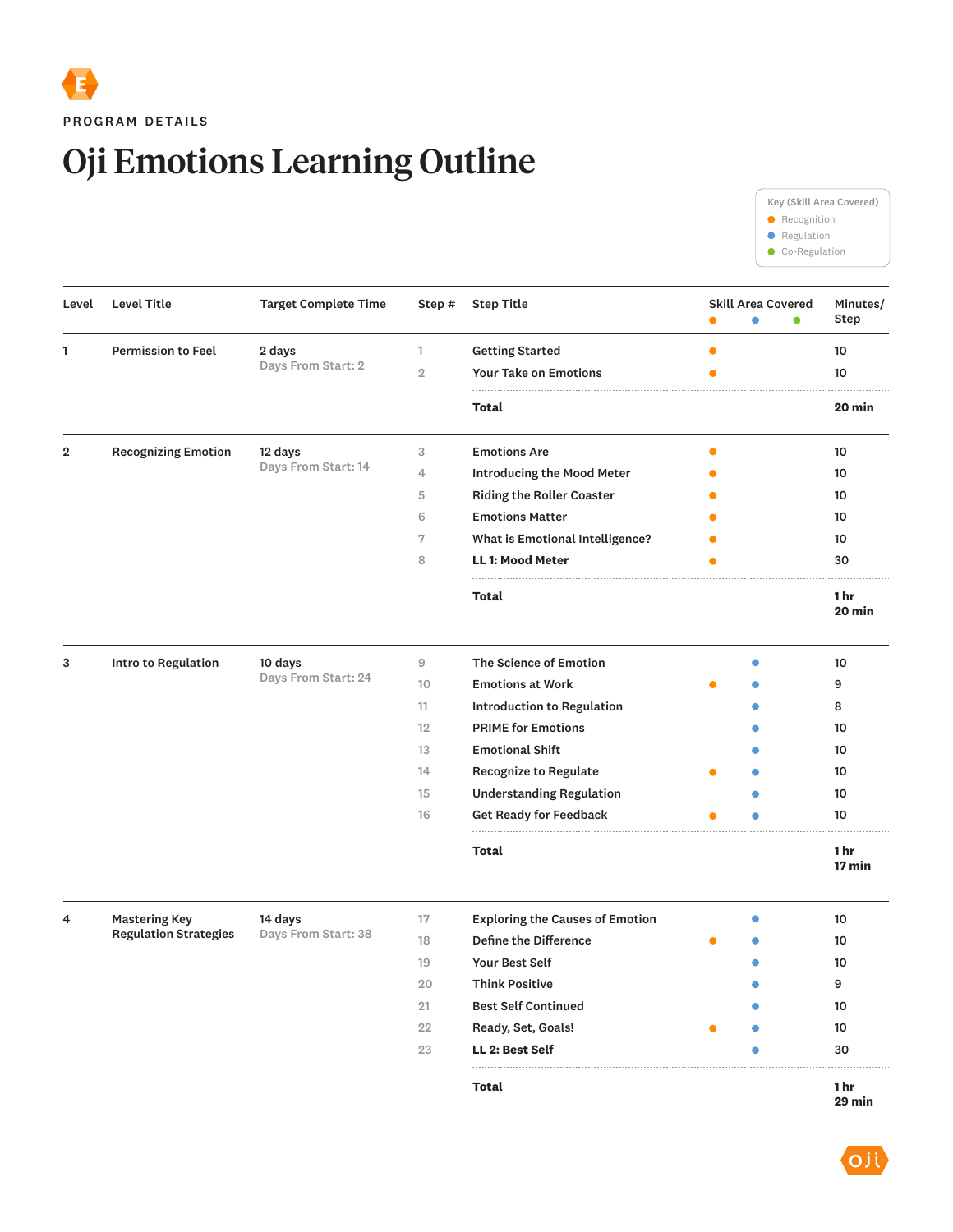PROGRAM DETAILS

# Oji Emotions Learning Outline

Key (Skill Area Covered)
- ● Recognition (orange)
- ● Regulation (blue)
- ● Co-Regulation (green)

| Level | Level Title | Target Complete Time | Step # | Step Title | Recognition | Regulation | Co-Regulation | Minutes/ Step |
|---|---|---|---|---|---|---|---|---|
| 1 | Permission to Feel | 2 days<br>Days From Start: 2 | 1 | Getting Started | ● | | | 10 |
| | | | 2 | Your Take on Emotions | ● | | | 10 |
| | | | | **Total** | | | | **20 min** |
| 2 | Recognizing Emotion | 12 days<br>Days From Start: 14 | 3 | Emotions Are | ● | | | 10 |
| | | | 4 | Introducing the Mood Meter | ● | | | 10 |
| | | | 5 | Riding the Roller Coaster | ● | | | 10 |
| | | | 6 | Emotions Matter | ● | | | 10 |
| | | | 7 | What is Emotional Intelligence? | ● | | | 10 |
| | | | 8 | **LL 1: Mood Meter** | ● | | | 30 |
| | | | | **Total** | | | | **1 hr 20 min** |
| 3 | Intro to Regulation | 10 days<br>Days From Start: 24 | 9 | The Science of Emotion | | ● | | 10 |
| | | | 10 | Emotions at Work | ● | ● | | 9 |
| | | | 11 | Introduction to Regulation | | ● | | 8 |
| | | | 12 | PRIME for Emotions | | ● | | 10 |
| | | | 13 | Emotional Shift | | ● | | 10 |
| | | | 14 | Recognize to Regulate | ● | ● | | 10 |
| | | | 15 | Understanding Regulation | | ● | | 10 |
| | | | 16 | Get Ready for Feedback | ● | ● | | 10 |
| | | | | **Total** | | | | **1 hr 17 min** |
| 4 | Mastering Key Regulation Strategies | 14 days<br>Days From Start: 38 | 17 | Exploring the Causes of Emotion | | ● | | 10 |
| | | | 18 | Define the Difference | ● | ● | | 10 |
| | | | 19 | Your Best Self | | ● | | 10 |
| | | | 20 | Think Positive | | ● | | 9 |
| | | | 21 | Best Self Continued | | ● | | 10 |
| | | | 22 | Ready, Set, Goals! | ● | ● | | 10 |
| | | | 23 | **LL 2: Best Self** | | ● | | 30 |
| | | | | **Total** | | | | **1 hr 29 min** |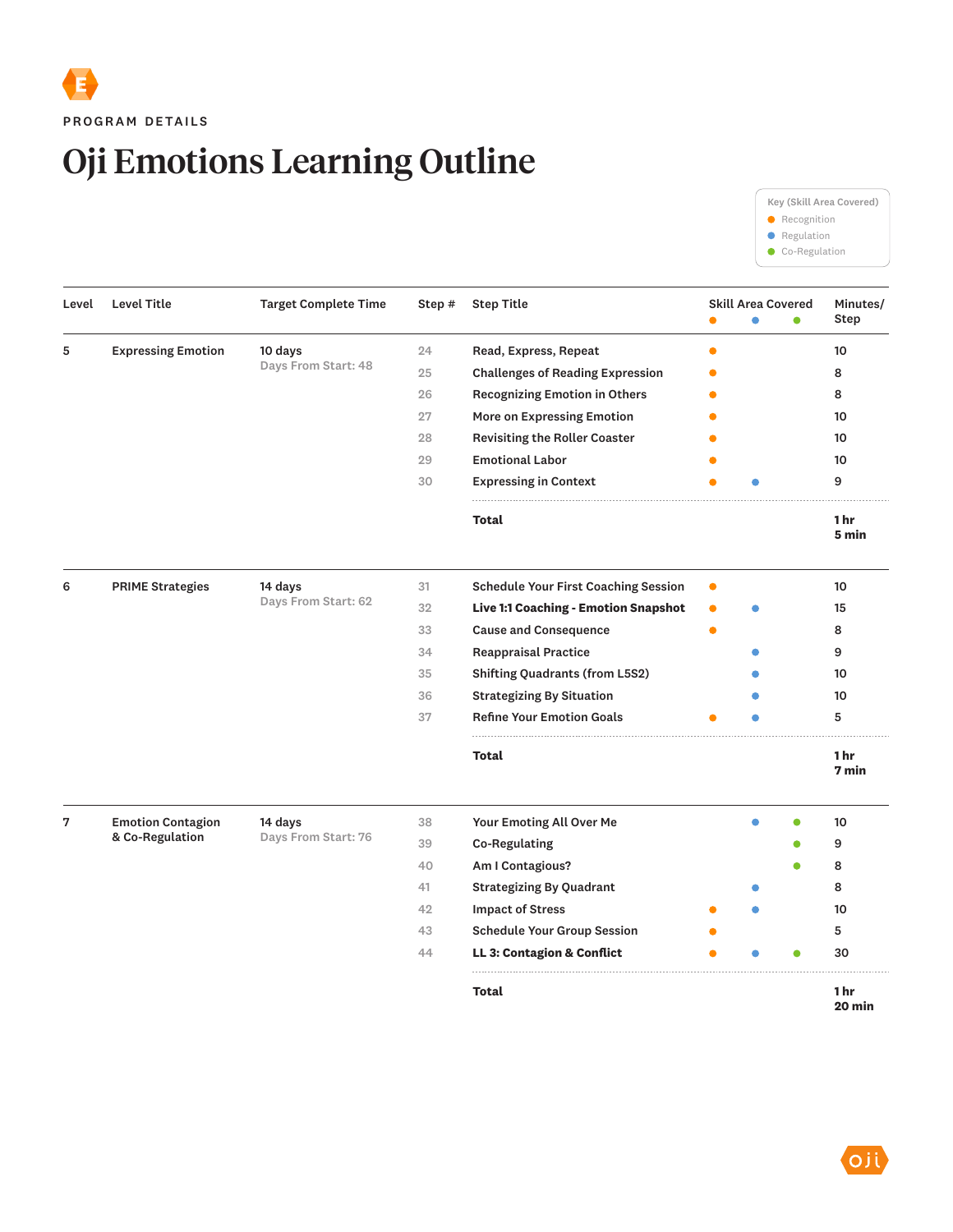PROGRAM DETAILS

# Oji Emotions Learning Outline

Key (Skill Area Covered)
- ● Recognition (orange)
- ● Regulation (blue)
- ● Co-Regulation (green)

| Level | Level Title | Target Complete Time | Step # | Step Title | Recognition | Regulation | Co-Regulation | Minutes/ Step |
|---|---|---|---|---|---|---|---|---|
| 5 | Expressing Emotion | 10 days<br>Days From Start: 48 | 24 | Read, Express, Repeat | ● | | | 10 |
| | | | 25 | Challenges of Reading Expression | ● | | | 8 |
| | | | 26 | Recognizing Emotion in Others | ● | | | 8 |
| | | | 27 | More on Expressing Emotion | ● | | | 10 |
| | | | 28 | Revisiting the Roller Coaster | ● | | | 10 |
| | | | 29 | Emotional Labor | ● | | | 10 |
| | | | 30 | Expressing in Context | ● | ● | | 9 |
| | | | | **Total** | | | | **1 hr 5 min** |
| 6 | PRIME Strategies | 14 days<br>Days From Start: 62 | 31 | Schedule Your First Coaching Session | ● | | | 10 |
| | | | 32 | **Live 1:1 Coaching - Emotion Snapshot** | ● | ● | | 15 |
| | | | 33 | Cause and Consequence | ● | | | 8 |
| | | | 34 | Reappraisal Practice | | ● | | 9 |
| | | | 35 | Shifting Quadrants (from L5S2) | | ● | | 10 |
| | | | 36 | Strategizing By Situation | | ● | | 10 |
| | | | 37 | Refine Your Emotion Goals | ● | ● | | 5 |
| | | | | **Total** | | | | **1 hr 7 min** |
| 7 | Emotion Contagion & Co-Regulation | 14 days<br>Days From Start: 76 | 38 | Your Emoting All Over Me | | ● | ● | 10 |
| | | | 39 | Co-Regulating | | | ● | 9 |
| | | | 40 | Am I Contagious? | | | ● | 8 |
| | | | 41 | Strategizing By Quadrant | | ● | | 8 |
| | | | 42 | Impact of Stress | ● | ● | | 10 |
| | | | 43 | Schedule Your Group Session | ● | | | 5 |
| | | | 44 | **LL 3: Contagion & Conflict** | ● | ● | ● | 30 |
| | | | | **Total** | | | | **1 hr 20 min** |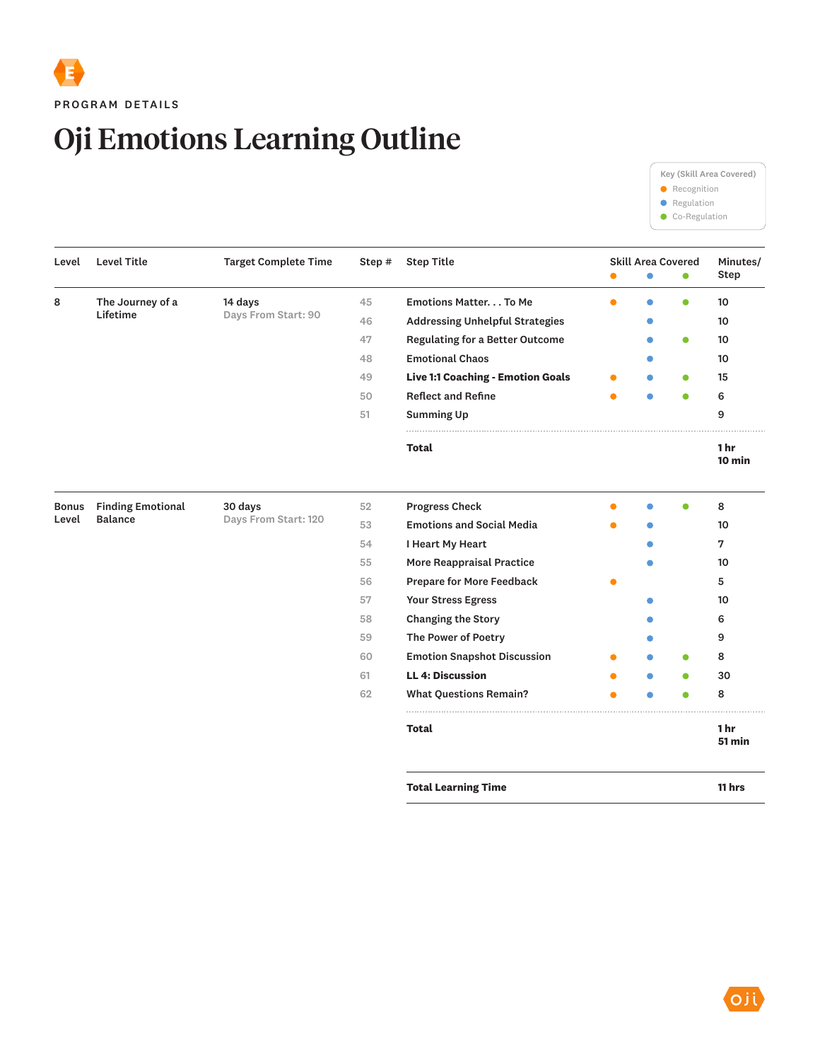PROGRAM DETAILS

# Oji Emotions Learning Outline

Key (Skill Area Covered)
- ● Recognition
- ● Regulation
- ● Co-Regulation

| Level | Level Title | Target Complete Time | Step # | Step Title | Skill Area Covered: Recognition | Skill Area Covered: Regulation | Skill Area Covered: Co-Regulation | Minutes/Step |
|---|---|---|---|---|---|---|---|---|
| 8 | The Journey of a Lifetime | 14 days<br>Days From Start: 90 | 45 | Emotions Matter. . . To Me | ● | ● | ● | 10 |
| | | | 46 | Addressing Unhelpful Strategies | | ● | | 10 |
| | | | 47 | Regulating for a Better Outcome | | ● | ● | 10 |
| | | | 48 | Emotional Chaos | | ● | | 10 |
| | | | 49 | **Live 1:1 Coaching - Emotion Goals** | ● | ● | ● | 15 |
| | | | 50 | Reflect and Refine | ● | ● | ● | 6 |
| | | | 51 | Summing Up | | | | 9 |
| | | | | **Total** | | | | **1 hr 10 min** |
| Bonus Level | Finding Emotional Balance | 30 days<br>Days From Start: 120 | 52 | Progress Check | ● | ● | ● | 8 |
| | | | 53 | Emotions and Social Media | ● | ● | | 10 |
| | | | 54 | I Heart My Heart | | ● | | 7 |
| | | | 55 | More Reappraisal Practice | | ● | | 10 |
| | | | 56 | Prepare for More Feedback | ● | | | 5 |
| | | | 57 | Your Stress Egress | | ● | | 10 |
| | | | 58 | Changing the Story | | ● | | 6 |
| | | | 59 | The Power of Poetry | | ● | | 9 |
| | | | 60 | Emotion Snapshot Discussion | ● | ● | ● | 8 |
| | | | 61 | **LL 4: Discussion** | ● | ● | ● | 30 |
| | | | 62 | What Questions Remain? | ● | ● | ● | 8 |
| | | | | **Total** | | | | **1 hr 51 min** |
| | | | | **Total Learning Time** | | | | **11 hrs** |